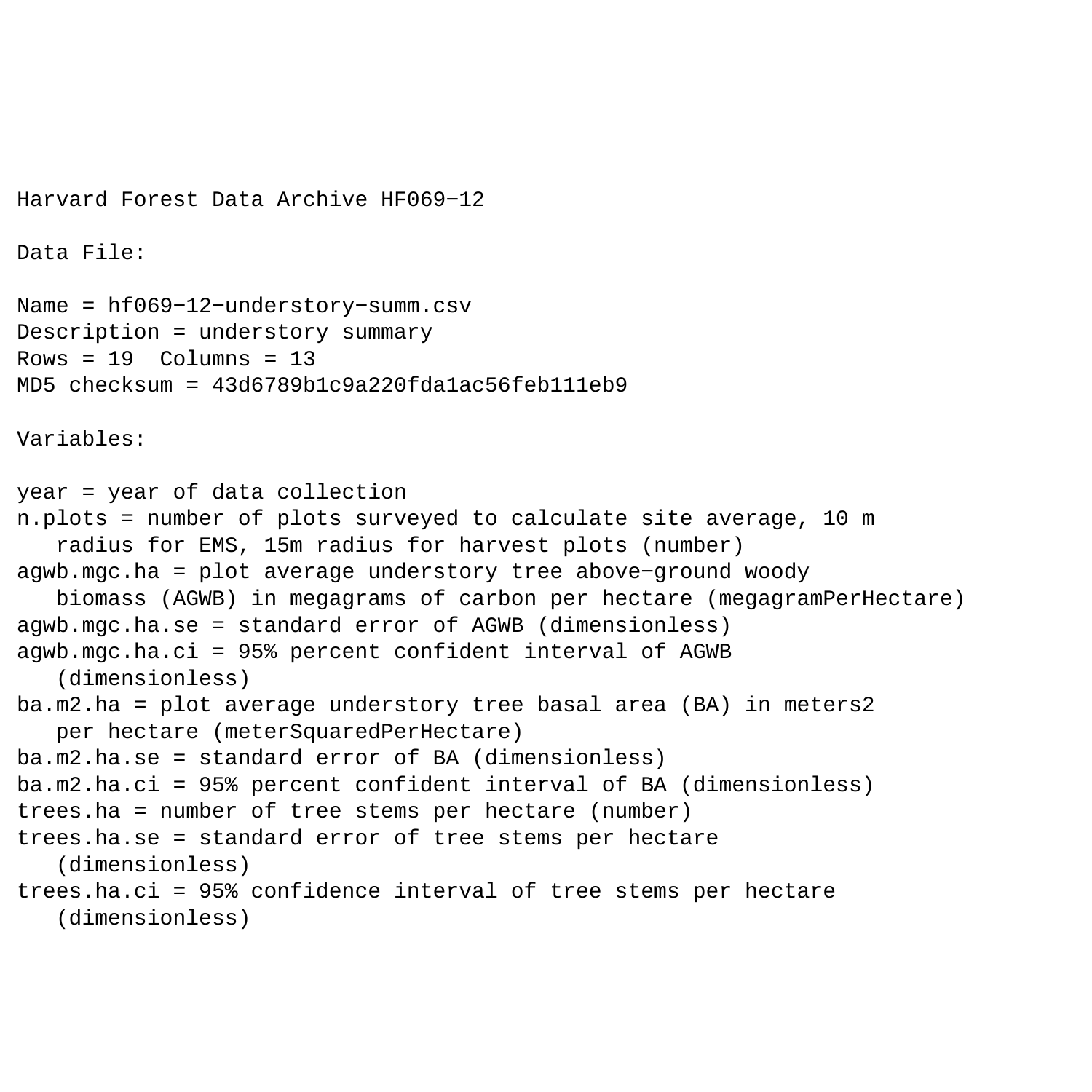Harvard Forest Data Archive HF069−12

Data File:

Name = hf069−12−understory−summ.csv
Description = understory summary
Rows = 19 Columns = 13
MD5 checksum = 43d6789b1c9a220fda1ac56feb111eb9

Variables:

year = year of data collection
n.plots = number of plots surveyed to calculate site average, 10 m radius for EMS, 15m radius for harvest plots (number)
agwb.mgc.ha = plot average understory tree above−ground woody biomass (AGWB) in megagrams of carbon per hectare (megagramPerHectare)
agwb.mgc.ha.se = standard error of AGWB (dimensionless)
agwb.mgc.ha.ci = 95% percent confident interval of AGWB (dimensionless)
ba.m2.ha = plot average understory tree basal area (BA) in meters2 per hectare (meterSquaredPerHectare)
ba.m2.ha.se = standard error of BA (dimensionless)
ba.m2.ha.ci = 95% percent confident interval of BA (dimensionless)
trees.ha = number of tree stems per hectare (number)
trees.ha.se = standard error of tree stems per hectare (dimensionless)
trees.ha.ci = 95% confidence interval of tree stems per hectare (dimensionless)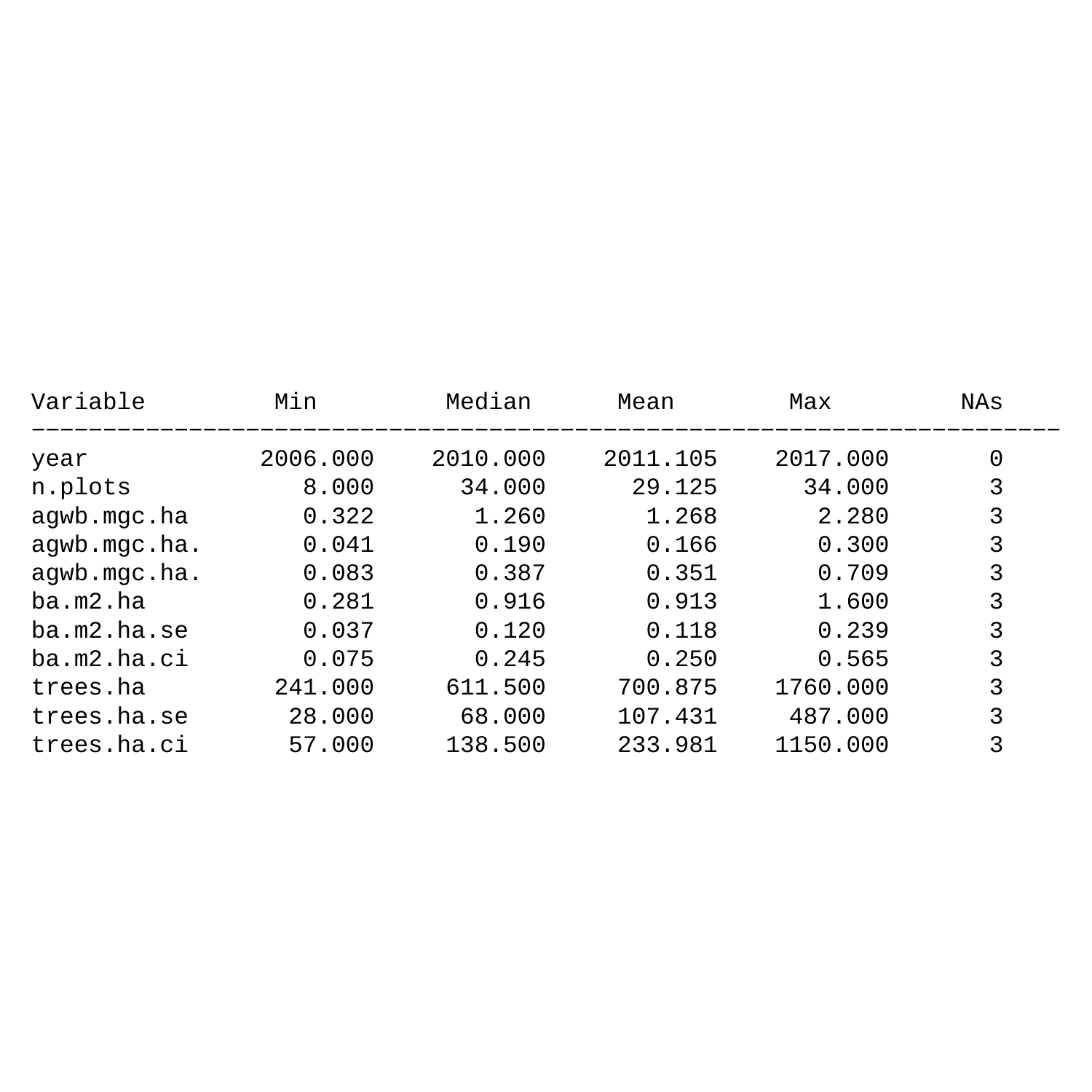| Variable | Min | Median | Mean | Max | NAs |
|---|---|---|---|---|---|
| year | 2006.000 | 2010.000 | 2011.105 | 2017.000 | 0 |
| n.plots | 8.000 | 34.000 | 29.125 | 34.000 | 3 |
| agwb.mgc.ha | 0.322 | 1.260 | 1.268 | 2.280 | 3 |
| agwb.mgc.ha. | 0.041 | 0.190 | 0.166 | 0.300 | 3 |
| agwb.mgc.ha. | 0.083 | 0.387 | 0.351 | 0.709 | 3 |
| ba.m2.ha | 0.281 | 0.916 | 0.913 | 1.600 | 3 |
| ba.m2.ha.se | 0.037 | 0.120 | 0.118 | 0.239 | 3 |
| ba.m2.ha.ci | 0.075 | 0.245 | 0.250 | 0.565 | 3 |
| trees.ha | 241.000 | 611.500 | 700.875 | 1760.000 | 3 |
| trees.ha.se | 28.000 | 68.000 | 107.431 | 487.000 | 3 |
| trees.ha.ci | 57.000 | 138.500 | 233.981 | 1150.000 | 3 |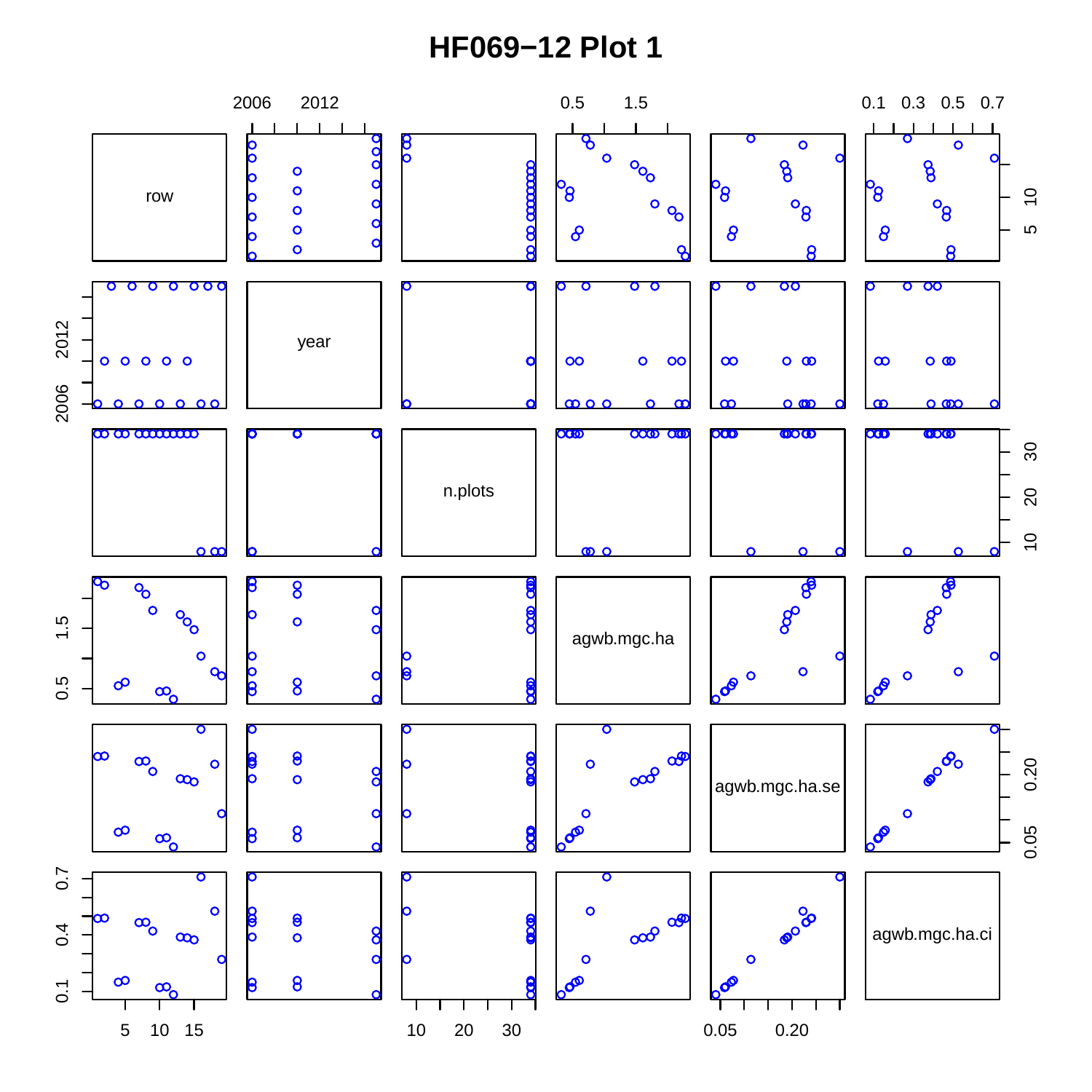# HF069−12 Plot 1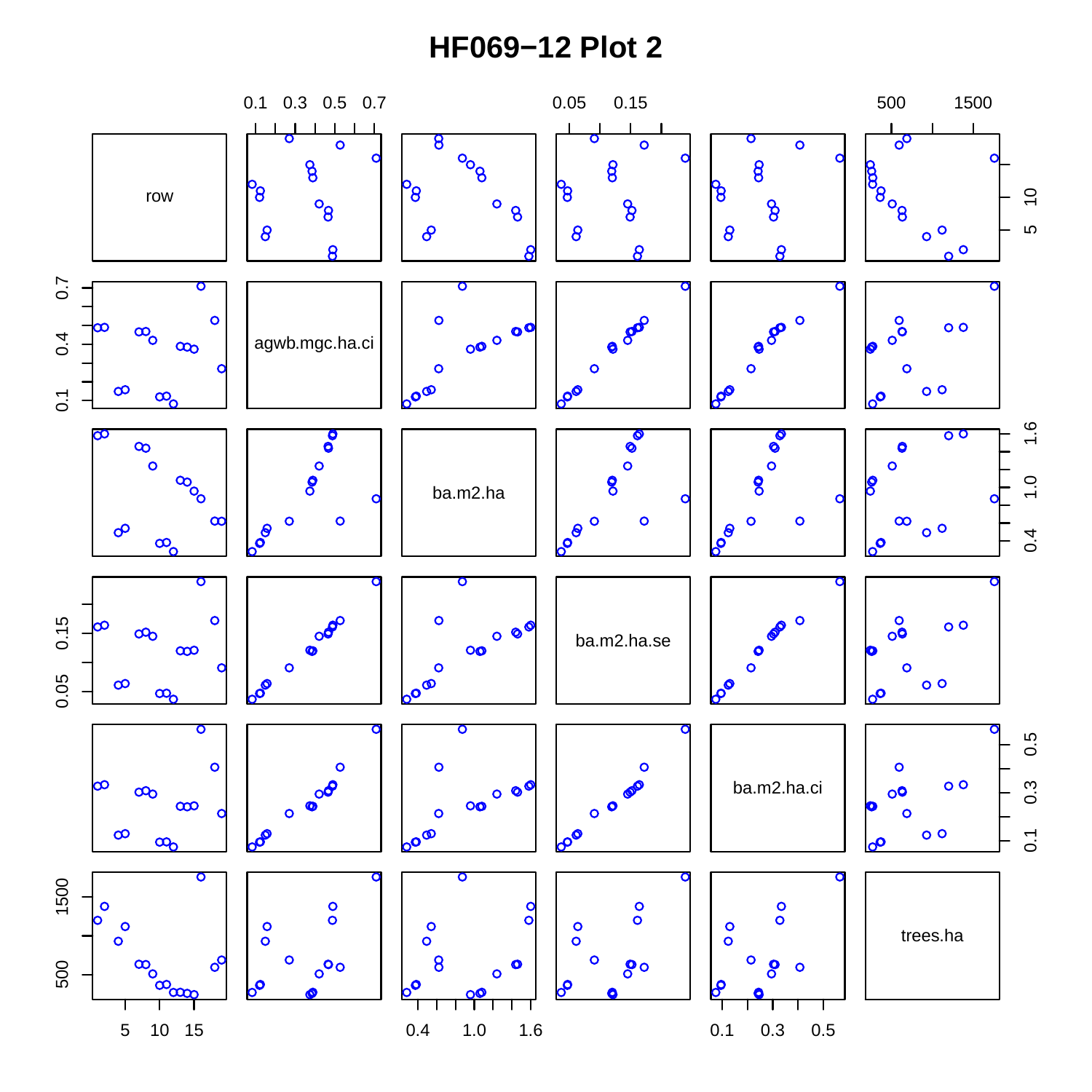# HF069−12 Plot 2

row

agwb.mgc.ha.ci

ba.m2.ha

ba.m2.ha.se

ba.m2.ha.ci

trees.ha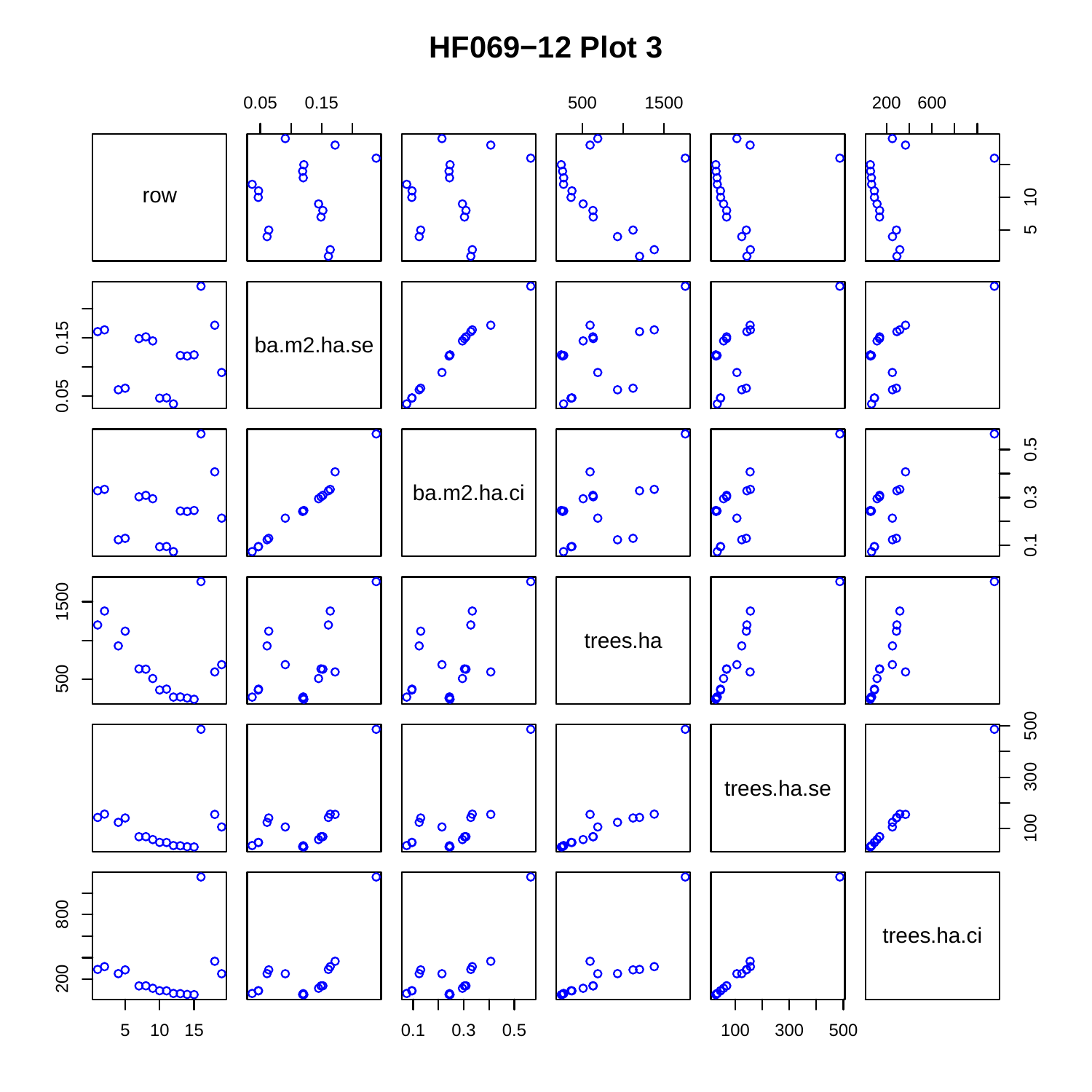# HF069−12 Plot 3

row

ba.m2.ha.se

ba.m2.ha.ci

trees.ha

trees.ha.se

trees.ha.ci

0.05 0.15

500 1500

200 600

5 10

0.05 0.15

0.1 0.3 0.5

500 1500

100 300 500

200 800

5 10 15

0.1 0.3 0.5

100 300 500